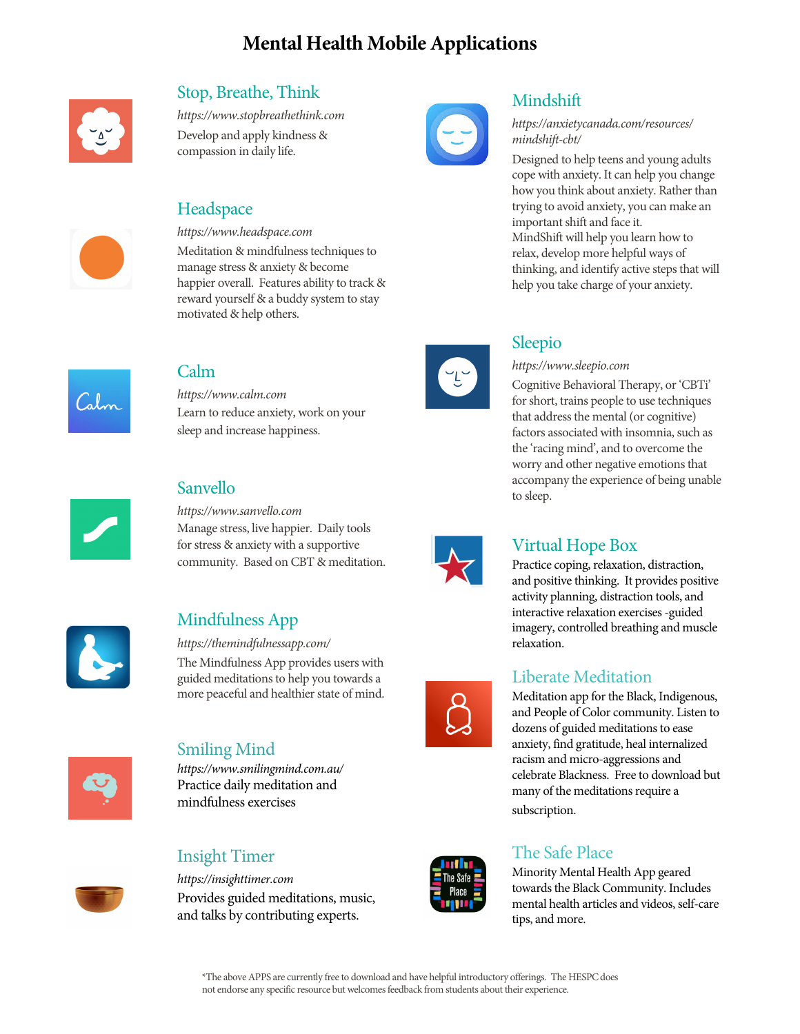# Mental Health Mobile Applications

## Stop, Breathe, Think

*https://www.stopbreathethink.com*

Develop and apply kindness & compassion in daily life.

## Headspace

*https://www.headspace.com*

Meditation & mindfulness techniques to manage stress & anxiety & become happier overall. Features ability to track & reward yourself & a buddy system to stay motivated & help others.

## Calm

*https://www.calm.com*

Learn to reduce anxiety, work on your sleep and increase happiness.

## Sanvello

*https://www.sanvello.com*

Manage stress, live happier. Daily tools for stress & anxiety with a supportive community. Based on CBT & meditation.

## Mindfulness App

*https://themindfulnessapp.com/*

The Mindfulness App provides users with guided meditations to help you towards a more peaceful and healthier state of mind.

## Smiling Mind

*https://www.smilingmind.com.au/*

Practice daily meditation and mindfulness exercises

## Insight Timer

*https://insighttimer.com*

Provides guided meditations, music, and talks by contributing experts.

## Mindshift

*https://anxietycanada.com/resources/mindshift-cbt/*

Designed to help teens and young adults cope with anxiety. It can help you change how you think about anxiety. Rather than trying to avoid anxiety, you can make an important shift and face it.

MindShift will help you learn how to relax, develop more helpful ways of thinking, and identify active steps that will help you take charge of your anxiety.

## Sleepio

*https://www.sleepio.com*

Cognitive Behavioral Therapy, or 'CBTi' for short, trains people to use techniques that address the mental (or cognitive) factors associated with insomnia, such as the 'racing mind', and to overcome the worry and other negative emotions that accompany the experience of being unable to sleep.

## Virtual Hope Box

Practice coping, relaxation, distraction, and positive thinking. It provides positive activity planning, distraction tools, and interactive relaxation exercises -guided imagery, controlled breathing and muscle relaxation.

## Liberate Meditation

Meditation app for the Black, Indigenous, and People of Color community. Listen to dozens of guided meditations to ease anxiety, find gratitude, heal internalized racism and micro-aggressions and celebrate Blackness. Free to download but many of the meditations require a subscription.

## The Safe Place

Minority Mental Health App geared towards the Black Community. Includes mental health articles and videos, self-care tips, and more.

*The above APPS are currently free to download and have helpful introductory offerings. The HESPC does not endorse any specific resource but welcomes feedback from students about their experience.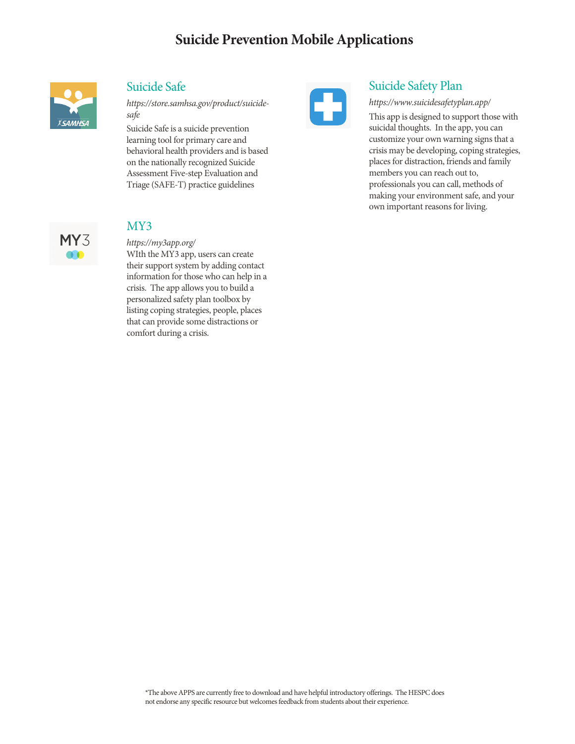# Suicide Prevention Mobile Applications

## Suicide Safe

*https://store.samhsa.gov/product/suicide-safe*

Suicide Safe is a suicide prevention learning tool for primary care and behavioral health providers and is based on the nationally recognized Suicide Assessment Five-step Evaluation and Triage (SAFE-T) practice guidelines

## MY3

*https://my3app.org/*

WIth the MY3 app, users can create their support system by adding contact information for those who can help in a crisis. The app allows you to build a personalized safety plan toolbox by listing coping strategies, people, places that can provide some distractions or comfort during a crisis.

## Suicide Safety Plan

*https://www.suicidesafetyplan.app/*

This app is designed to support those with suicidal thoughts. In the app, you can customize your own warning signs that a crisis may be developing, coping strategies, places for distraction, friends and family members you can reach out to, professionals you can call, methods of making your environment safe, and your own important reasons for living.

*The above APPS are currently free to download and have helpful introductory offerings. The HESPC does not endorse any specific resource but welcomes feedback from students about their experience.